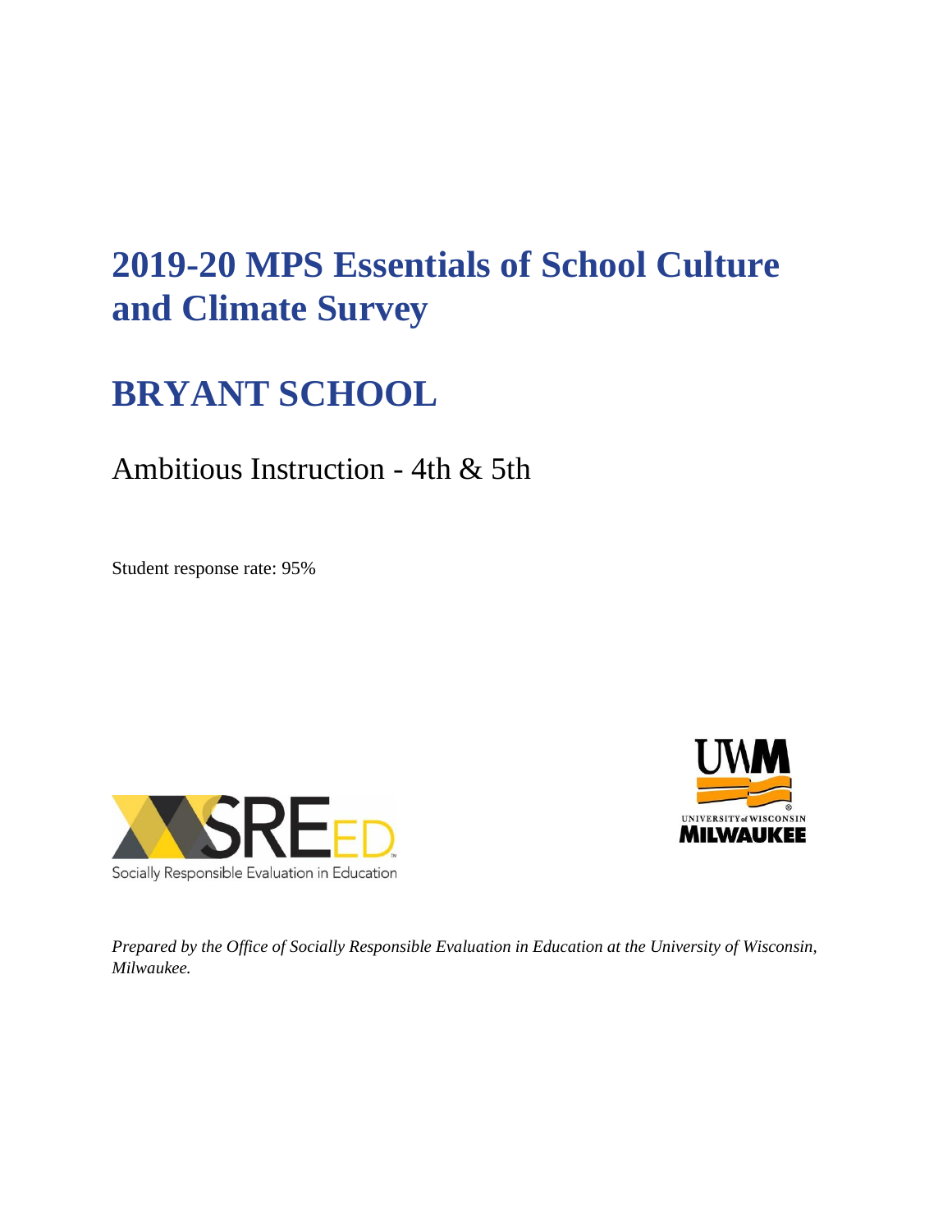# 2019-20 MPS Essentials of School Culture and Climate Survey

# BRYANT SCHOOL

## Ambitious Instruction - 4th & 5th

Student response rate: 95%

*Prepared by the Office of Socially Responsible Evaluation in Education at the University of Wisconsin, Milwaukee.*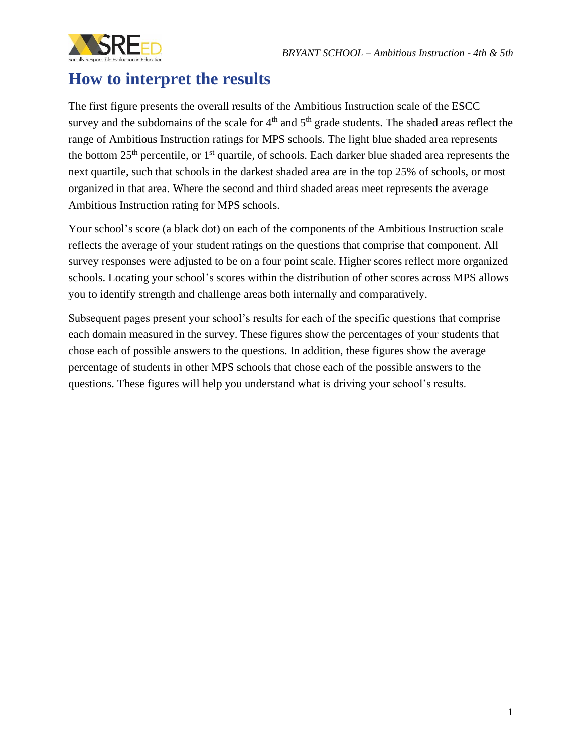# How to interpret the results

The first figure presents the overall results of the Ambitious Instruction scale of the ESCC survey and the subdomains of the scale for 4th and 5th grade students. The shaded areas reflect the range of Ambitious Instruction ratings for MPS schools. The light blue shaded area represents the bottom 25th percentile, or 1st quartile, of schools. Each darker blue shaded area represents the next quartile, such that schools in the darkest shaded area are in the top 25% of schools, or most organized in that area. Where the second and third shaded areas meet represents the average Ambitious Instruction rating for MPS schools.

Your school's score (a black dot) on each of the components of the Ambitious Instruction scale reflects the average of your student ratings on the questions that comprise that component. All survey responses were adjusted to be on a four point scale. Higher scores reflect more organized schools. Locating your school's scores within the distribution of other scores across MPS allows you to identify strength and challenge areas both internally and comparatively.

Subsequent pages present your school's results for each of the specific questions that comprise each domain measured in the survey. These figures show the percentages of your students that chose each of possible answers to the questions. In addition, these figures show the average percentage of students in other MPS schools that chose each of the possible answers to the questions. These figures will help you understand what is driving your school's results.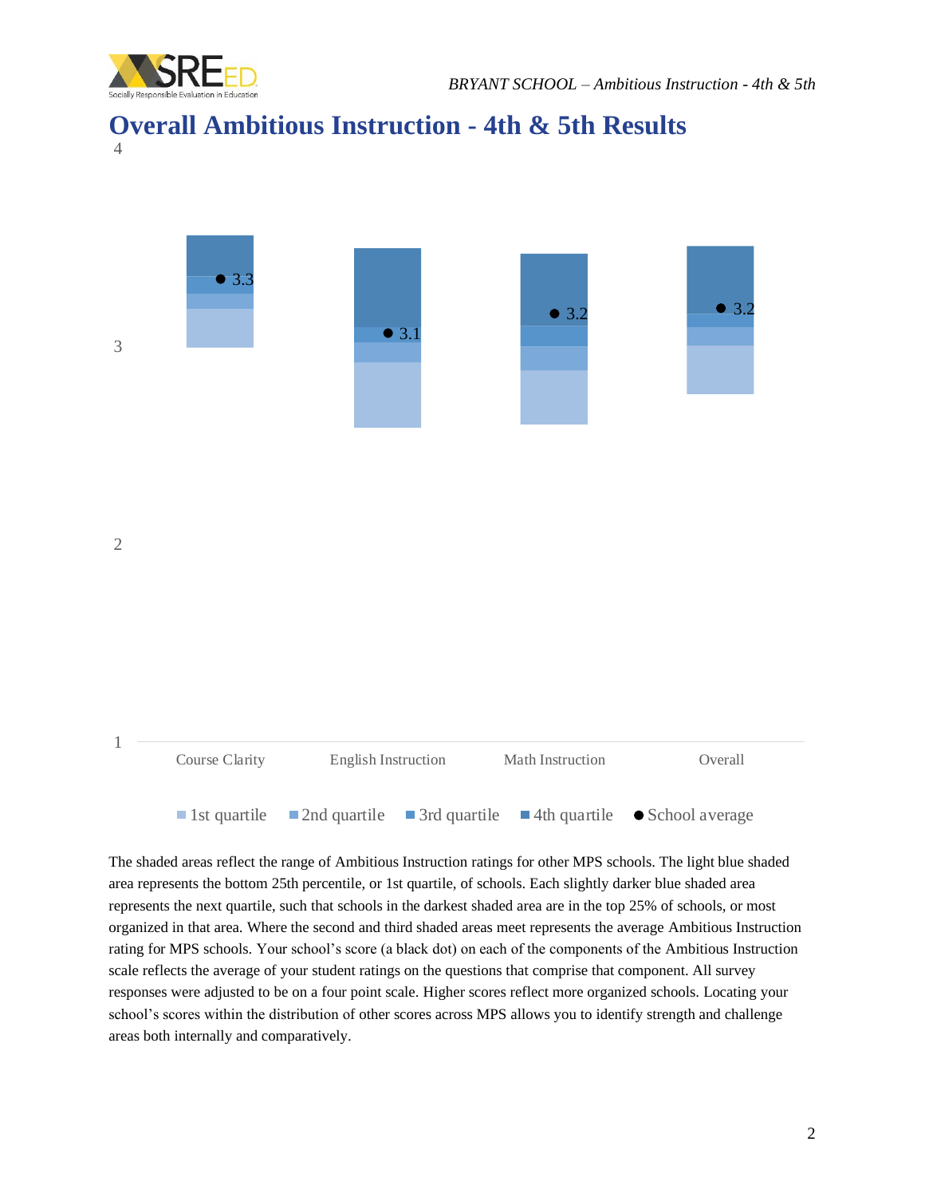# Overall Ambitious Instruction - 4th & 5th Results

4

3

2

1

| | Course Clarity | English Instruction | Math Instruction | Overall |
|---|---|---|---|---|
| School average | 3.3 | 3.1 | 3.2 | 3.2 |

■ 1st quartile ■ 2nd quartile ■ 3rd quartile ■ 4th quartile ● School average

The shaded areas reflect the range of Ambitious Instruction ratings for other MPS schools. The light blue shaded area represents the bottom 25th percentile, or 1st quartile, of schools. Each slightly darker blue shaded area represents the next quartile, such that schools in the darkest shaded area are in the top 25% of schools, or most organized in that area. Where the second and third shaded areas meet represents the average Ambitious Instruction rating for MPS schools. Your school's score (a black dot) on each of the components of the Ambitious Instruction scale reflects the average of your student ratings on the questions that comprise that component. All survey responses were adjusted to be on a four point scale. Higher scores reflect more organized schools. Locating your school's scores within the distribution of other scores across MPS allows you to identify strength and challenge areas both internally and comparatively.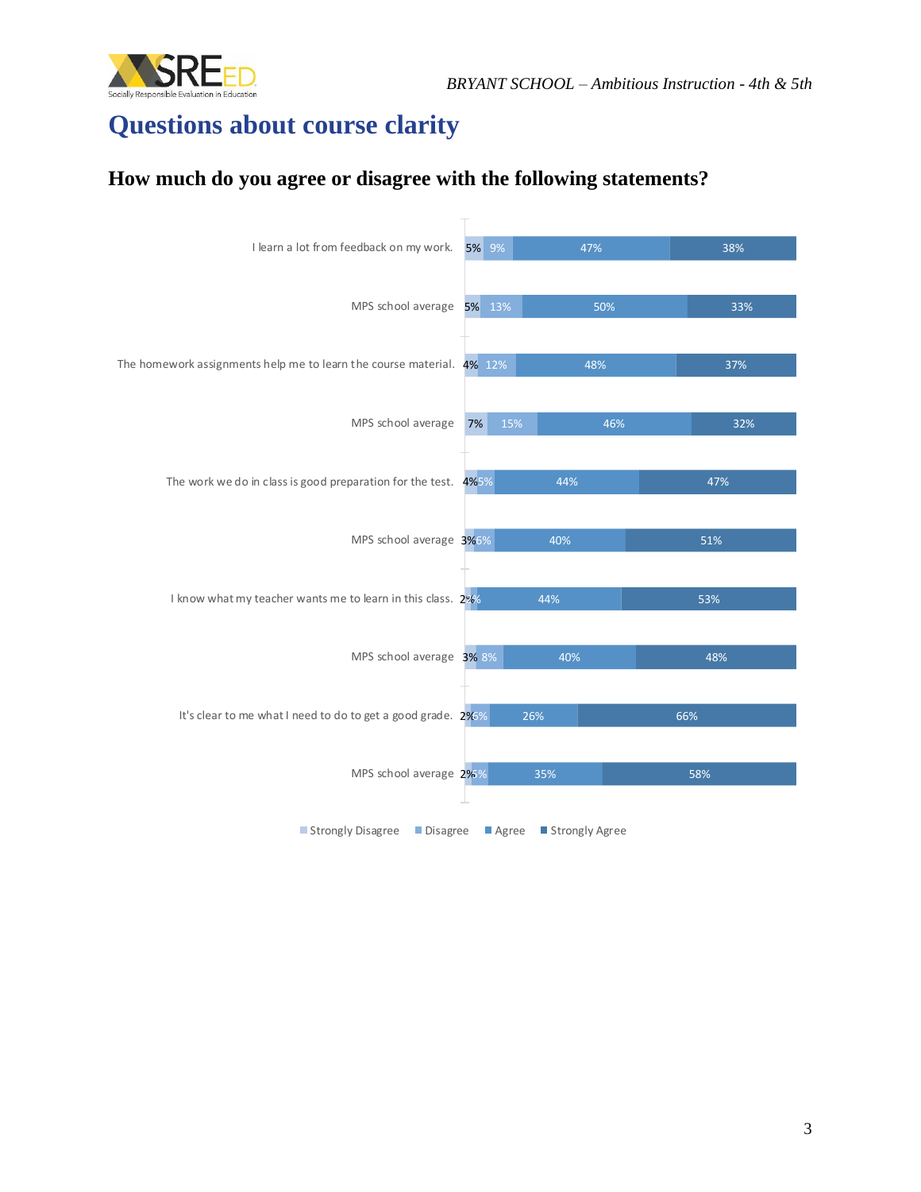# Questions about course clarity

## How much do you agree or disagree with the following statements?

| Statement | Strongly Disagree | Disagree | Agree | Strongly Agree |
|---|---|---|---|---|
| I learn a lot from feedback on my work. | 5% | 9% | 47% | 38% |
| MPS school average | 5% | 13% | 50% | 33% |
| The homework assignments help me to learn the course material. | 4% | 12% | 48% | 37% |
| MPS school average | 7% | 15% | 46% | 32% |
| The work we do in class is good preparation for the test. | 4% | 5% | 44% | 47% |
| MPS school average | 3% | 6% | 40% | 51% |
| I know what my teacher wants me to learn in this class. | 2% | % | 44% | 53% |
| MPS school average | 3% | 8% | 40% | 48% |
| It's clear to me what I need to do to get a good grade. | 2% | 6% | 26% | 66% |
| MPS school average | 2% | 5% | 35% | 58% |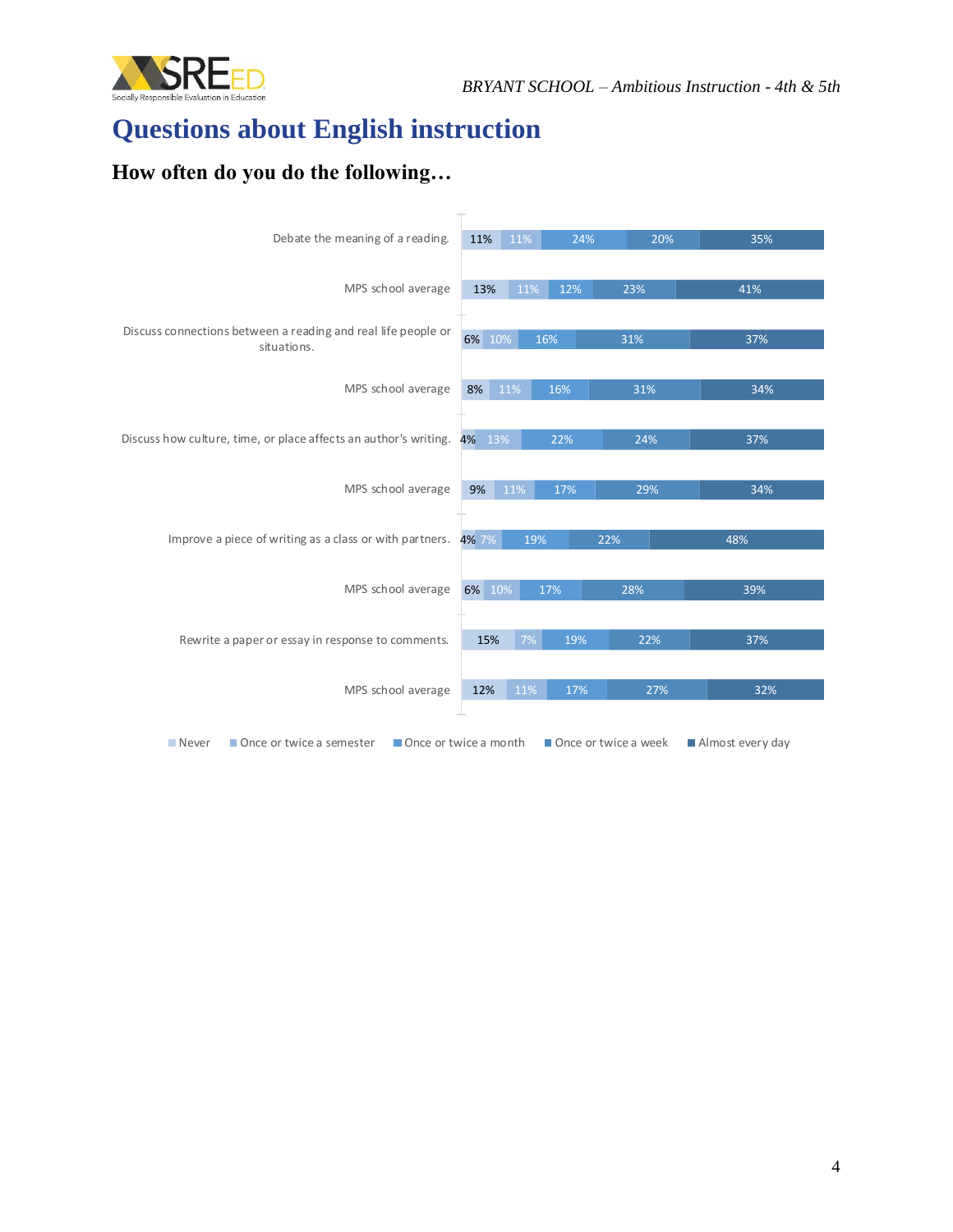# Questions about English instruction

## How often do you do the following…

| | Never | Once or twice a semester | Once or twice a month | Once or twice a week | Almost every day |
|---|---|---|---|---|---|
| Debate the meaning of a reading. | 11% | 11% | 24% | 20% | 35% |
| MPS school average | 13% | 11% | 12% | 23% | 41% |
| Discuss connections between a reading and real life people or situations. | 6% | 10% | 16% | 31% | 37% |
| MPS school average | 8% | 11% | 16% | 31% | 34% |
| Discuss how culture, time, or place affects an author's writing. | 4% | 13% | 22% | 24% | 37% |
| MPS school average | 9% | 11% | 17% | 29% | 34% |
| Improve a piece of writing as a class or with partners. | 4% | 7% | 19% | 22% | 48% |
| MPS school average | 6% | 10% | 17% | 28% | 39% |
| Rewrite a paper or essay in response to comments. | 15% | 7% | 19% | 22% | 37% |
| MPS school average | 12% | 11% | 17% | 27% | 32% |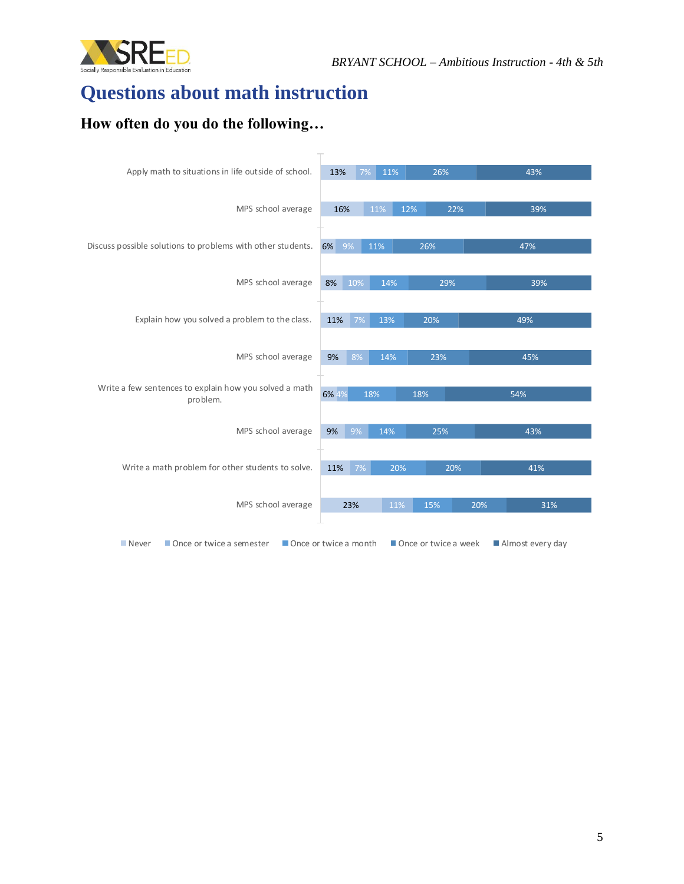# Questions about math instruction

## How often do you do the following…

Apply math to situations in life outside of school. 13% 7% 11% 26% 43%

MPS school average 16% 11% 12% 22% 39%

Discuss possible solutions to problems with other students. 6% 9% 11% 26% 47%

MPS school average 8% 10% 14% 29% 39%

Explain how you solved a problem to the class. 11% 7% 13% 20% 49%

MPS school average 9% 8% 14% 23% 45%

Write a few sentences to explain how you solved a math problem. 6% 4% 18% 18% 54%

MPS school average 9% 9% 14% 25% 43%

Write a math problem for other students to solve. 11% 7% 20% 20% 41%

MPS school average 23% 11% 15% 20% 31%

Never | Once or twice a semester | Once or twice a month | Once or twice a week | Almost every day